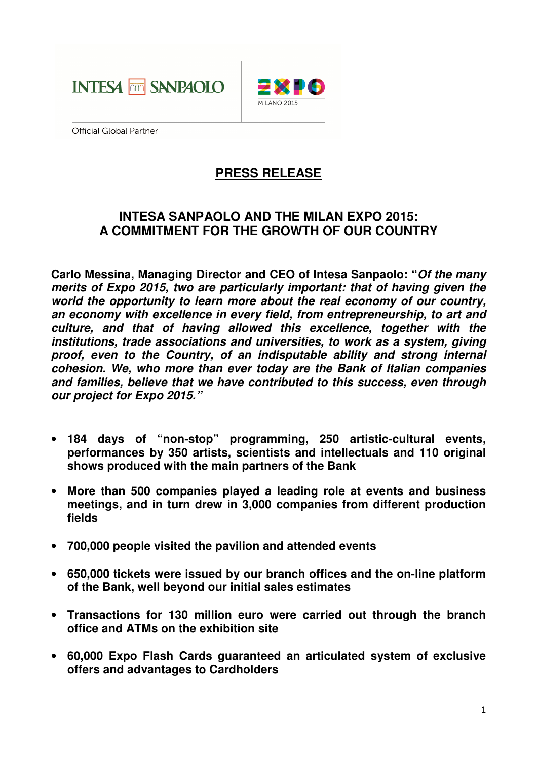INTESA SANPAOLO | EXPO MILANO 2015

Official Global Partner

# PRESS RELEASE

## INTESA SANPAOLO AND THE MILAN EXPO 2015: A COMMITMENT FOR THE GROWTH OF OUR COUNTRY

**Carlo Messina, Managing Director and CEO of Intesa Sanpaolo: "*Of the many merits of Expo 2015, two are particularly important: that of having given the world the opportunity to learn more about the real economy of our country, an economy with excellence in every field, from entrepreneurship, to art and culture, and that of having allowed this excellence, together with the institutions, trade associations and universities, to work as a system, giving proof, even to the Country, of an indisputable ability and strong internal cohesion. We, who more than ever today are the Bank of Italian companies and families, believe that we have contributed to this success, even through our project for Expo 2015.*"**

- **184 days of "non-stop" programming, 250 artistic-cultural events, performances by 350 artists, scientists and intellectuals and 110 original shows produced with the main partners of the Bank**
- **More than 500 companies played a leading role at events and business meetings, and in turn drew in 3,000 companies from different production fields**
- **700,000 people visited the pavilion and attended events**
- **650,000 tickets were issued by our branch offices and the on-line platform of the Bank, well beyond our initial sales estimates**
- **Transactions for 130 million euro were carried out through the branch office and ATMs on the exhibition site**
- **60,000 Expo Flash Cards guaranteed an articulated system of exclusive offers and advantages to Cardholders**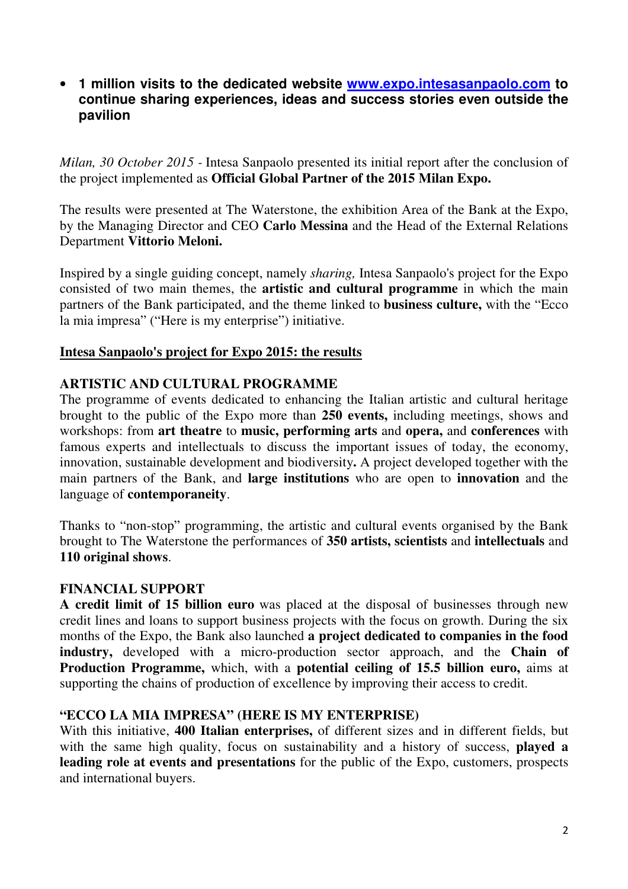- **1 million visits to the dedicated website [www.expo.intesasanpaolo.com](http://www.expo.intesasanpaolo.com) to continue sharing experiences, ideas and success stories even outside the pavilion**

*Milan, 30 October 2015* - Intesa Sanpaolo presented its initial report after the conclusion of the project implemented as **Official Global Partner of the 2015 Milan Expo.**

The results were presented at The Waterstone, the exhibition Area of the Bank at the Expo, by the Managing Director and CEO **Carlo Messina** and the Head of the External Relations Department **Vittorio Meloni.**

Inspired by a single guiding concept, namely *sharing,* Intesa Sanpaolo's project for the Expo consisted of two main themes, the **artistic and cultural programme** in which the main partners of the Bank participated, and the theme linked to **business culture,** with the "Ecco la mia impresa" ("Here is my enterprise") initiative.

## Intesa Sanpaolo's project for Expo 2015: the results

### ARTISTIC AND CULTURAL PROGRAMME

The programme of events dedicated to enhancing the Italian artistic and cultural heritage brought to the public of the Expo more than **250 events,** including meetings, shows and workshops: from **art theatre** to **music, performing arts** and **opera,** and **conferences** with famous experts and intellectuals to discuss the important issues of today, the economy, innovation, sustainable development and biodiversity**.** A project developed together with the main partners of the Bank, and **large institutions** who are open to **innovation** and the language of **contemporaneity**.

Thanks to "non-stop" programming, the artistic and cultural events organised by the Bank brought to The Waterstone the performances of **350 artists, scientists** and **intellectuals** and **110 original shows**.

### FINANCIAL SUPPORT

**A credit limit of 15 billion euro** was placed at the disposal of businesses through new credit lines and loans to support business projects with the focus on growth. During the six months of the Expo, the Bank also launched **a project dedicated to companies in the food industry,** developed with a micro-production sector approach, and the **Chain of Production Programme,** which, with a **potential ceiling of 15.5 billion euro,** aims at supporting the chains of production of excellence by improving their access to credit.

### "ECCO LA MIA IMPRESA" (HERE IS MY ENTERPRISE)

With this initiative, **400 Italian enterprises,** of different sizes and in different fields, but with the same high quality, focus on sustainability and a history of success, **played a leading role at events and presentations** for the public of the Expo, customers, prospects and international buyers.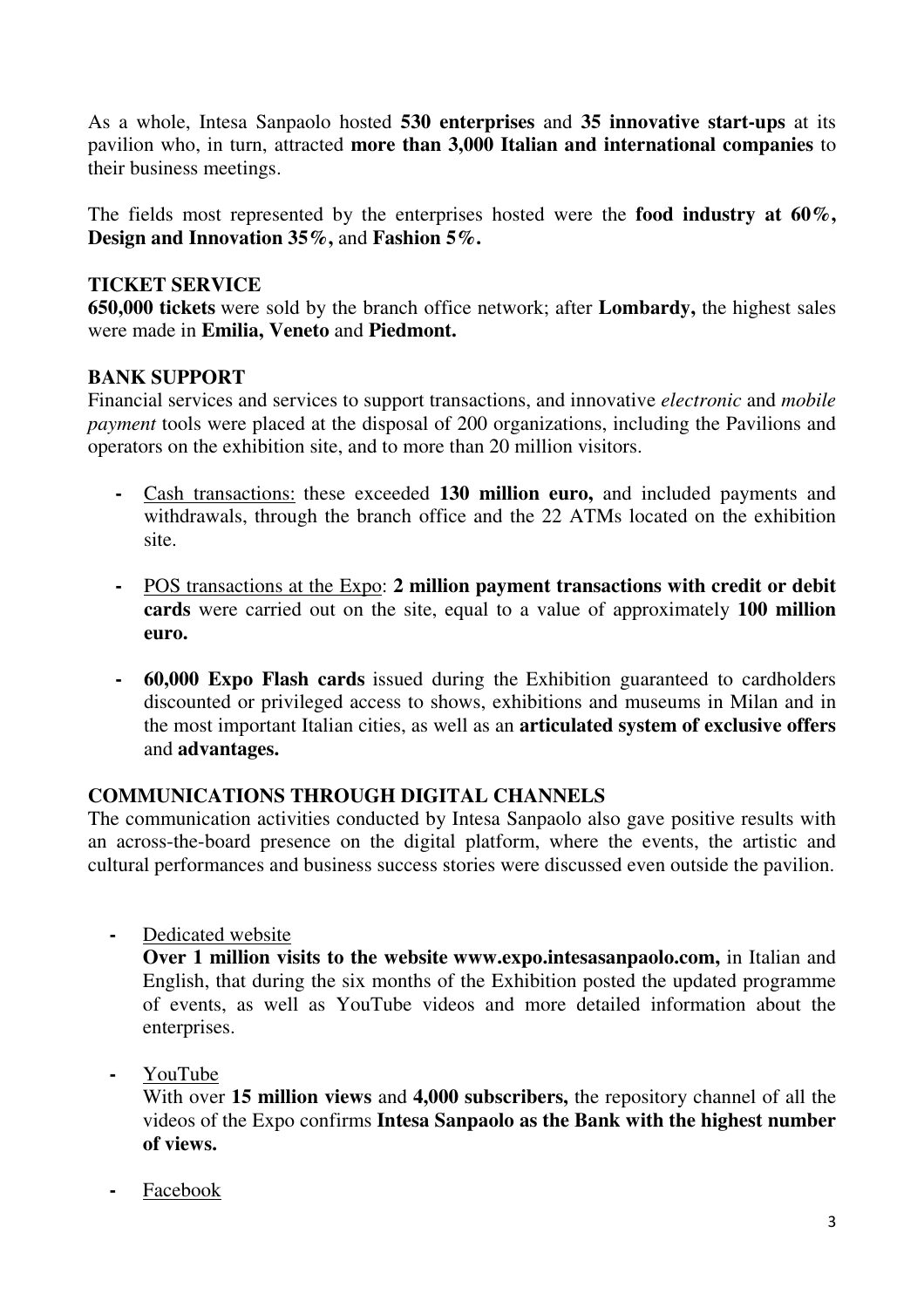As a whole, Intesa Sanpaolo hosted **530 enterprises** and **35 innovative start-ups** at its pavilion who, in turn, attracted **more than 3,000 Italian and international companies** to their business meetings.

The fields most represented by the enterprises hosted were the **food industry at 60%, Design and Innovation 35%,** and **Fashion 5%.**

**TICKET SERVICE**

**650,000 tickets** were sold by the branch office network; after **Lombardy,** the highest sales were made in **Emilia, Veneto** and **Piedmont.**

**BANK SUPPORT**

Financial services and services to support transactions, and innovative *electronic* and *mobile payment* tools were placed at the disposal of 200 organizations, including the Pavilions and operators on the exhibition site, and to more than 20 million visitors.

- Cash transactions: these exceeded **130 million euro,** and included payments and withdrawals, through the branch office and the 22 ATMs located on the exhibition site.
- POS transactions at the Expo: **2 million payment transactions with credit or debit cards** were carried out on the site, equal to a value of approximately **100 million euro.**
- **60,000 Expo Flash cards** issued during the Exhibition guaranteed to cardholders discounted or privileged access to shows, exhibitions and museums in Milan and in the most important Italian cities, as well as an **articulated system of exclusive offers** and **advantages.**

**COMMUNICATIONS THROUGH DIGITAL CHANNELS**

The communication activities conducted by Intesa Sanpaolo also gave positive results with an across-the-board presence on the digital platform, where the events, the artistic and cultural performances and business success stories were discussed even outside the pavilion.

- Dedicated website
  **Over 1 million visits to the website www.expo.intesasanpaolo.com,** in Italian and English, that during the six months of the Exhibition posted the updated programme of events, as well as YouTube videos and more detailed information about the enterprises.
- YouTube
  With over **15 million views** and **4,000 subscribers,** the repository channel of all the videos of the Expo confirms **Intesa Sanpaolo as the Bank with the highest number of views.**
- Facebook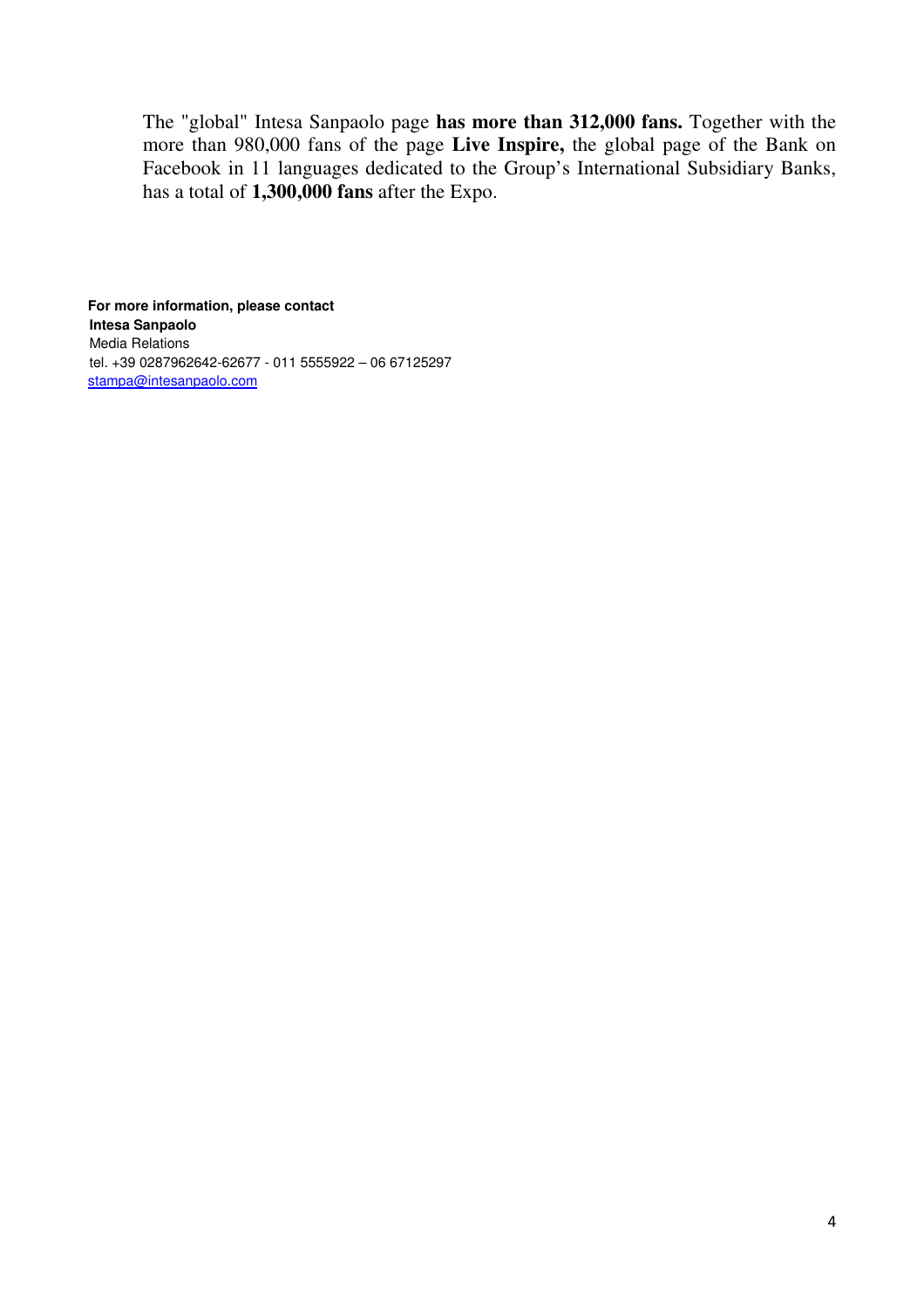The "global" Intesa Sanpaolo page **has more than 312,000 fans.** Together with the more than 980,000 fans of the page **Live Inspire,** the global page of the Bank on Facebook in 11 languages dedicated to the Group's International Subsidiary Banks, has a total of **1,300,000 fans** after the Expo.

**For more information, please contact**
**Intesa Sanpaolo**
Media Relations
tel. +39 0287962642-62677 - 011 5555922 – 06 67125297
stampa@intesanpaolo.com